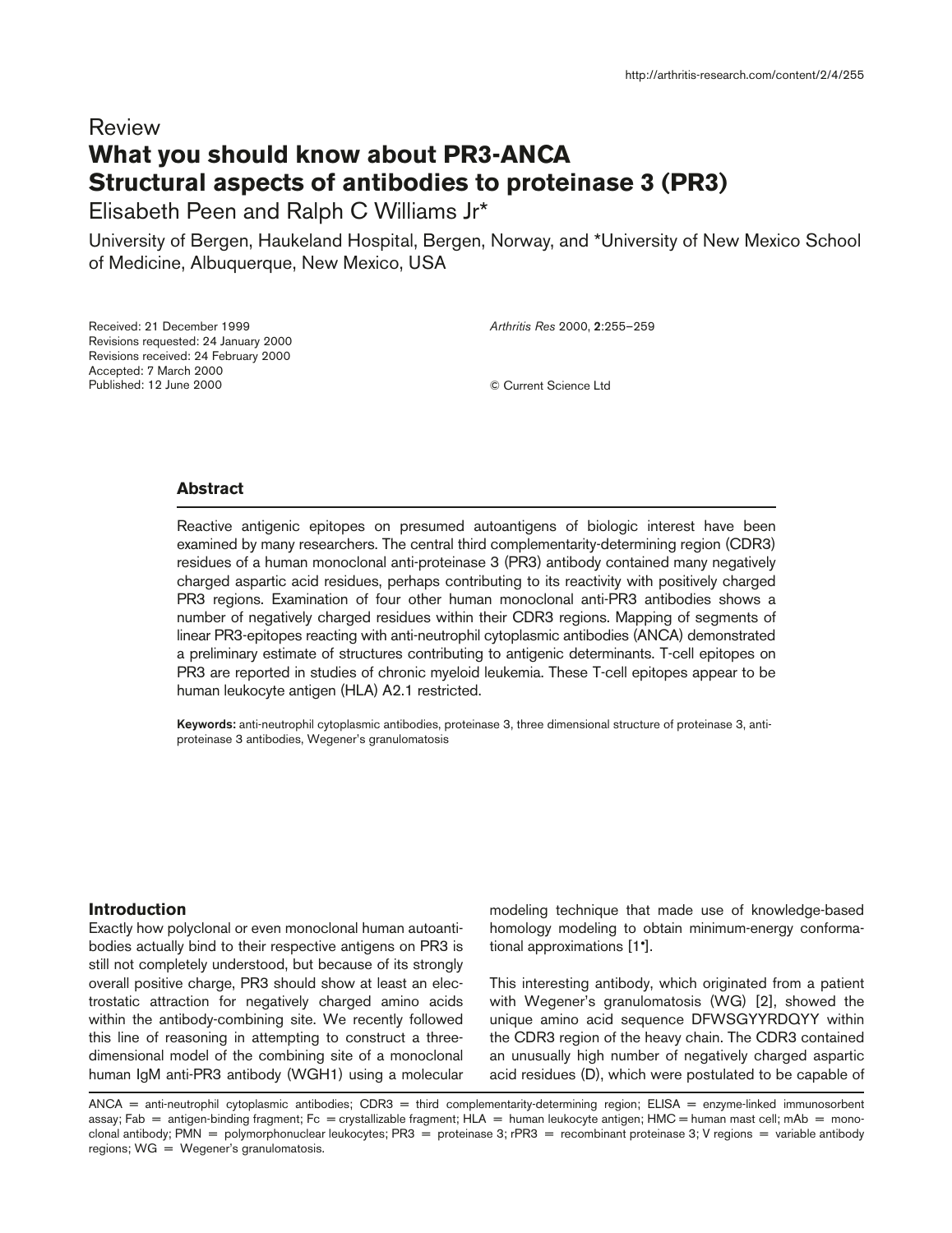Review

# What you should know about PR3-ANCA
## Structural aspects of antibodies to proteinase 3 (PR3)

Elisabeth Peen and Ralph C Williams Jr*

University of Bergen, Haukeland Hospital, Bergen, Norway, and *University of New Mexico School of Medicine, Albuquerque, New Mexico, USA

Received: 21 December 1999
Revisions requested: 24 January 2000
Revisions received: 24 February 2000
Accepted: 7 March 2000
Published: 12 June 2000

*Arthritis Res* 2000, **2**:255–259

© Current Science Ltd

### Abstract

Reactive antigenic epitopes on presumed autoantigens of biologic interest have been examined by many researchers. The central third complementarity-determining region (CDR3) residues of a human monoclonal anti-proteinase 3 (PR3) antibody contained many negatively charged aspartic acid residues, perhaps contributing to its reactivity with positively charged PR3 regions. Examination of four other human monoclonal anti-PR3 antibodies shows a number of negatively charged residues within their CDR3 regions. Mapping of segments of linear PR3-epitopes reacting with anti-neutrophil cytoplasmic antibodies (ANCA) demonstrated a preliminary estimate of structures contributing to antigenic determinants. T-cell epitopes on PR3 are reported in studies of chronic myeloid leukemia. These T-cell epitopes appear to be human leukocyte antigen (HLA) A2.1 restricted.

**Keywords:** anti-neutrophil cytoplasmic antibodies, proteinase 3, three dimensional structure of proteinase 3, anti-proteinase 3 antibodies, Wegener's granulomatosis

### Introduction

Exactly how polyclonal or even monoclonal human autoantibodies actually bind to their respective antigens on PR3 is still not completely understood, but because of its strongly overall positive charge, PR3 should show at least an electrostatic attraction for negatively charged amino acids within the antibody-combining site. We recently followed this line of reasoning in attempting to construct a three-dimensional model of the combining site of a monoclonal human IgM anti-PR3 antibody (WGH1) using a molecular modeling technique that made use of knowledge-based homology modeling to obtain minimum-energy conformational approximations [1•].

This interesting antibody, which originated from a patient with Wegener's granulomatosis (WG) [2], showed the unique amino acid sequence DFWSGYYRDQYY within the CDR3 region of the heavy chain. The CDR3 contained an unusually high number of negatively charged aspartic acid residues (D), which were postulated to be capable of

ANCA = anti-neutrophil cytoplasmic antibodies; CDR3 = third complementarity-determining region; ELISA = enzyme-linked immunosorbent assay; Fab = antigen-binding fragment; Fc = crystallizable fragment; HLA = human leukocyte antigen; HMC = human mast cell; mAb = monoclonal antibody; PMN = polymorphonuclear leukocytes; PR3 = proteinase 3; rPR3 = recombinant proteinase 3; V regions = variable antibody regions; WG = Wegener's granulomatosis.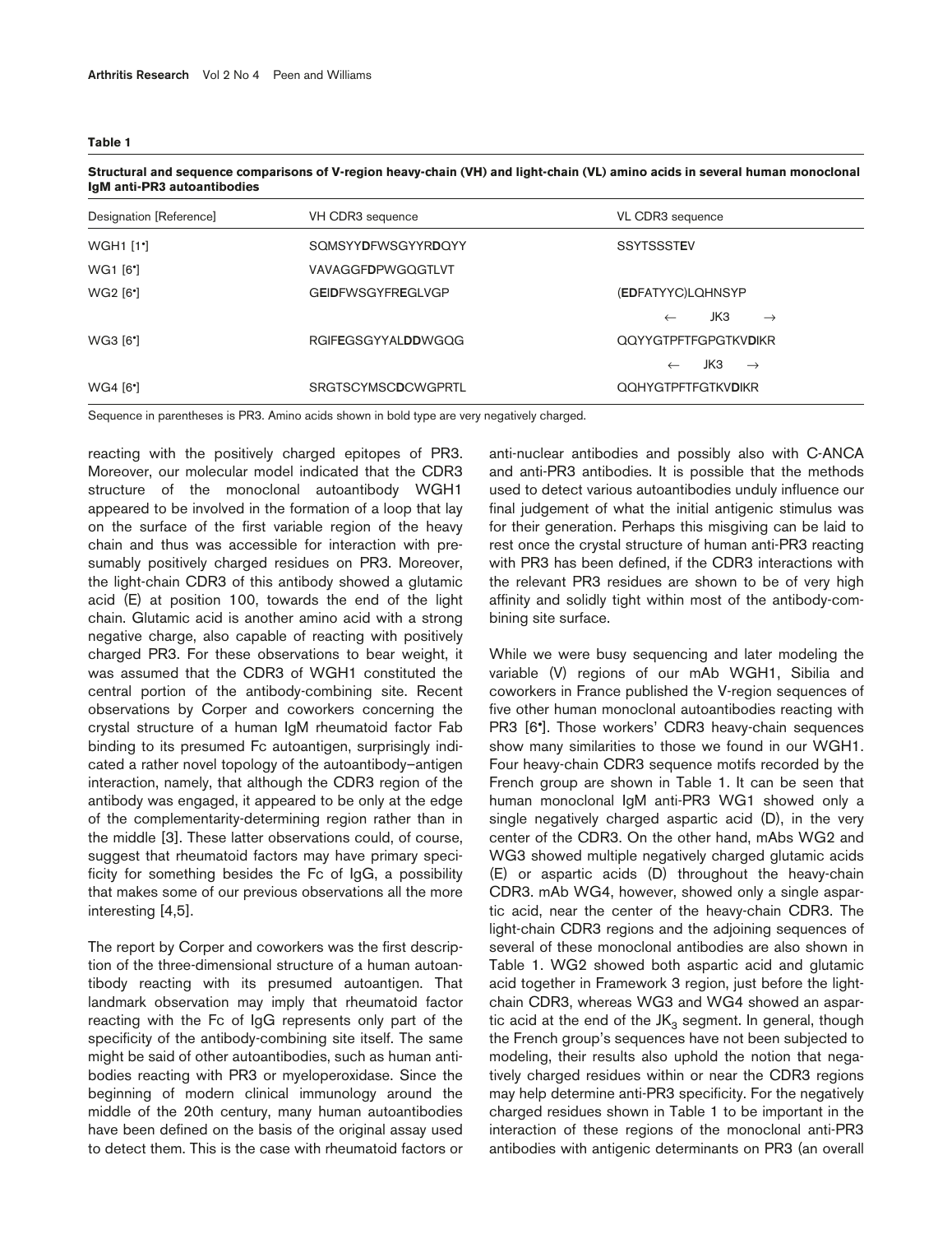**Table 1**

**Structural and sequence comparisons of V-region heavy-chain (VH) and light-chain (VL) amino acids in several human monoclonal IgM anti-PR3 autoantibodies**

| Designation [Reference] | VH CDR3 sequence | VL CDR3 sequence |
|---|---|---|
| WGH1 [1•] | SQMSYY**D**FWSGYYR**D**QYY | SSYTSSST**E**V |
| WG1 [6•] | VAVAGGF**D**PWGQGTLVT | |
| WG2 [6•] | G**EI****D**FWSGYFR**E**GLVGP | (**ED**FATYYC)LQHNSYP |
| | | ← JK3 → |
| WG3 [6•] | RGIF**E**GSGYYAL**DD**WGQG | QQYYGTPFTFGPGTKV**D**IKR |
| | | ← JK3 → |
| WG4 [6•] | SRGTSCYMSC**D**CWGPRTL | QQHYGTPFTFGTKV**D**IKR |

Sequence in parentheses is PR3. Amino acids shown in bold type are very negatively charged.

reacting with the positively charged epitopes of PR3. Moreover, our molecular model indicated that the CDR3 structure of the monoclonal autoantibody WGH1 appeared to be involved in the formation of a loop that lay on the surface of the first variable region of the heavy chain and thus was accessible for interaction with presumably positively charged residues on PR3. Moreover, the light-chain CDR3 of this antibody showed a glutamic acid (E) at position 100, towards the end of the light chain. Glutamic acid is another amino acid with a strong negative charge, also capable of reacting with positively charged PR3. For these observations to bear weight, it was assumed that the CDR3 of WGH1 constituted the central portion of the antibody-combining site. Recent observations by Corper and coworkers concerning the crystal structure of a human IgM rheumatoid factor Fab binding to its presumed Fc autoantigen, surprisingly indicated a rather novel topology of the autoantibody–antigen interaction, namely, that although the CDR3 region of the antibody was engaged, it appeared to be only at the edge of the complementarity-determining region rather than in the middle [3]. These latter observations could, of course, suggest that rheumatoid factors may have primary specificity for something besides the Fc of IgG, a possibility that makes some of our previous observations all the more interesting [4,5].

The report by Corper and coworkers was the first description of the three-dimensional structure of a human autoantibody reacting with its presumed autoantigen. That landmark observation may imply that rheumatoid factor reacting with the Fc of IgG represents only part of the specificity of the antibody-combining site itself. The same might be said of other autoantibodies, such as human antibodies reacting with PR3 or myeloperoxidase. Since the beginning of modern clinical immunology around the middle of the 20th century, many human autoantibodies have been defined on the basis of the original assay used to detect them. This is the case with rheumatoid factors or anti-nuclear antibodies and possibly also with C-ANCA and anti-PR3 antibodies. It is possible that the methods used to detect various autoantibodies unduly influence our final judgement of what the initial antigenic stimulus was for their generation. Perhaps this misgiving can be laid to rest once the crystal structure of human anti-PR3 reacting with PR3 has been defined, if the CDR3 interactions with the relevant PR3 residues are shown to be of very high affinity and solidly tight within most of the antibody-combining site surface.

While we were busy sequencing and later modeling the variable (V) regions of our mAb WGH1, Sibilia and coworkers in France published the V-region sequences of five other human monoclonal autoantibodies reacting with PR3 [6•]. Those workers' CDR3 heavy-chain sequences show many similarities to those we found in our WGH1. Four heavy-chain CDR3 sequence motifs recorded by the French group are shown in Table 1. It can be seen that human monoclonal IgM anti-PR3 WG1 showed only a single negatively charged aspartic acid (D), in the very center of the CDR3. On the other hand, mAbs WG2 and WG3 showed multiple negatively charged glutamic acids (E) or aspartic acids (D) throughout the heavy-chain CDR3. mAb WG4, however, showed only a single aspartic acid, near the center of the heavy-chain CDR3. The light-chain CDR3 regions and the adjoining sequences of several of these monoclonal antibodies are also shown in Table 1. WG2 showed both aspartic acid and glutamic acid together in Framework 3 region, just before the light-chain CDR3, whereas WG3 and WG4 showed an aspartic acid at the end of the $JK_3$ segment. In general, though the French group's sequences have not been subjected to modeling, their results also uphold the notion that negatively charged residues within or near the CDR3 regions may help determine anti-PR3 specificity. For the negatively charged residues shown in Table 1 to be important in the interaction of these regions of the monoclonal anti-PR3 antibodies with antigenic determinants on PR3 (an overall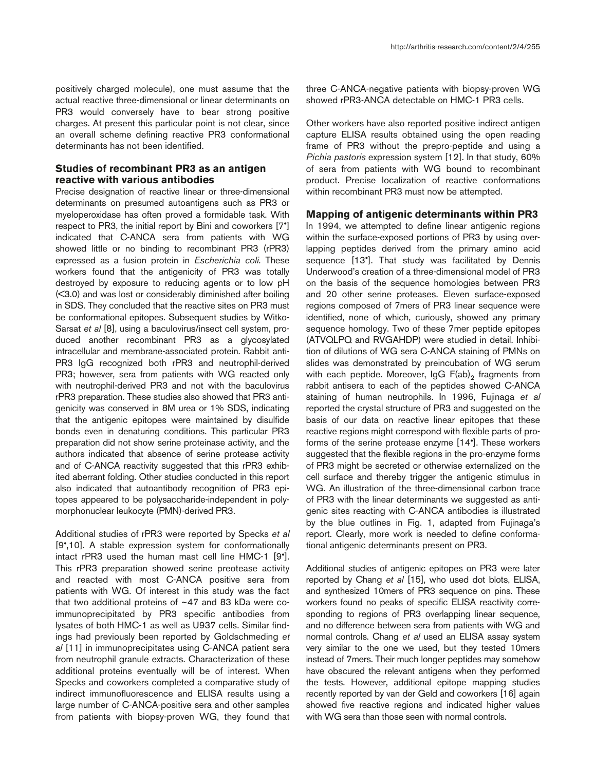positively charged molecule), one must assume that the actual reactive three-dimensional or linear determinants on PR3 would conversely have to bear strong positive charges. At present this particular point is not clear, since an overall scheme defining reactive PR3 conformational determinants has not been identified.

## Studies of recombinant PR3 as an antigen reactive with various antibodies

Precise designation of reactive linear or three-dimensional determinants on presumed autoantigens such as PR3 or myeloperoxidase has often proved a formidable task. With respect to PR3, the initial report by Bini and coworkers [7•] indicated that C-ANCA sera from patients with WG showed little or no binding to recombinant PR3 (rPR3) expressed as a fusion protein in *Escherichia coli.* These workers found that the antigenicity of PR3 was totally destroyed by exposure to reducing agents or to low pH (<3.0) and was lost or considerably diminished after boiling in SDS. They concluded that the reactive sites on PR3 must be conformational epitopes. Subsequent studies by Witko-Sarsat *et al* [8], using a baculovirus/insect cell system, produced another recombinant PR3 as a glycosylated intracellular and membrane-associated protein. Rabbit anti-PR3 IgG recognized both rPR3 and neutrophil-derived PR3; however, sera from patients with WG reacted only with neutrophil-derived PR3 and not with the baculovirus rPR3 preparation. These studies also showed that PR3 antigenicity was conserved in 8M urea or 1% SDS, indicating that the antigenic epitopes were maintained by disulfide bonds even in denaturing conditions. This particular PR3 preparation did not show serine proteinase activity, and the authors indicated that absence of serine protease activity and of C-ANCA reactivity suggested that this rPR3 exhibited aberrant folding. Other studies conducted in this report also indicated that autoantibody recognition of PR3 epitopes appeared to be polysaccharide-independent in polymorphonuclear leukocyte (PMN)-derived PR3.

Additional studies of rPR3 were reported by Specks *et al* [9•,10]. A stable expression system for conformationally intact rPR3 used the human mast cell line HMC-1 [9•]. This rPR3 preparation showed serine preotease activity and reacted with most C-ANCA positive sera from patients with WG. Of interest in this study was the fact that two additional proteins of ~47 and 83 kDa were co-immunoprecipitated by PR3 specific antibodies from lysates of both HMC-1 as well as U937 cells. Similar findings had previously been reported by Goldschmeding *et al* [11] in immunoprecipitates using C-ANCA patient sera from neutrophil granule extracts. Characterization of these additional proteins eventually will be of interest. When Specks and coworkers completed a comparative study of indirect immunofluorescence and ELISA results using a large number of C-ANCA-positive sera and other samples from patients with biopsy-proven WG, they found that three C-ANCA-negative patients with biopsy-proven WG showed rPR3-ANCA detectable on HMC-1 PR3 cells.

Other workers have also reported positive indirect antigen capture ELISA results obtained using the open reading frame of PR3 without the prepro-peptide and using a *Pichia pastoris* expression system [12]. In that study, 60% of sera from patients with WG bound to recombinant product. Precise localization of reactive conformations within recombinant PR3 must now be attempted.

## Mapping of antigenic determinants within PR3

In 1994, we attempted to define linear antigenic regions within the surface-exposed portions of PR3 by using overlapping peptides derived from the primary amino acid sequence [13•]. That study was facilitated by Dennis Underwood's creation of a three-dimensional model of PR3 on the basis of the sequence homologies between PR3 and 20 other serine proteases. Eleven surface-exposed regions composed of 7mers of PR3 linear sequence were identified, none of which, curiously, showed any primary sequence homology. Two of these 7mer peptide epitopes (ATVQLPQ and RVGAHDP) were studied in detail. Inhibition of dilutions of WG sera C-ANCA staining of PMNs on slides was demonstrated by preincubation of WG serum with each peptide. Moreover, IgG $F(ab)_2$ fragments from rabbit antisera to each of the peptides showed C-ANCA staining of human neutrophils. In 1996, Fujinaga *et al* reported the crystal structure of PR3 and suggested on the basis of our data on reactive linear epitopes that these reactive regions might correspond with flexible parts of proforms of the serine protease enzyme [14•]. These workers suggested that the flexible regions in the pro-enzyme forms of PR3 might be secreted or otherwise externalized on the cell surface and thereby trigger the antigenic stimulus in WG. An illustration of the three-dimensional carbon trace of PR3 with the linear determinants we suggested as antigenic sites reacting with C-ANCA antibodies is illustrated by the blue outlines in Fig. 1, adapted from Fujinaga's report. Clearly, more work is needed to define conformational antigenic determinants present on PR3.

Additional studies of antigenic epitopes on PR3 were later reported by Chang *et al* [15], who used dot blots, ELISA, and synthesized 10mers of PR3 sequence on pins. These workers found no peaks of specific ELISA reactivity corresponding to regions of PR3 overlapping linear sequence, and no difference between sera from patients with WG and normal controls. Chang *et al* used an ELISA assay system very similar to the one we used, but they tested 10mers instead of 7mers. Their much longer peptides may somehow have obscured the relevant antigens when they performed the tests. However, additional epitope mapping studies recently reported by van der Geld and coworkers [16] again showed five reactive regions and indicated higher values with WG sera than those seen with normal controls.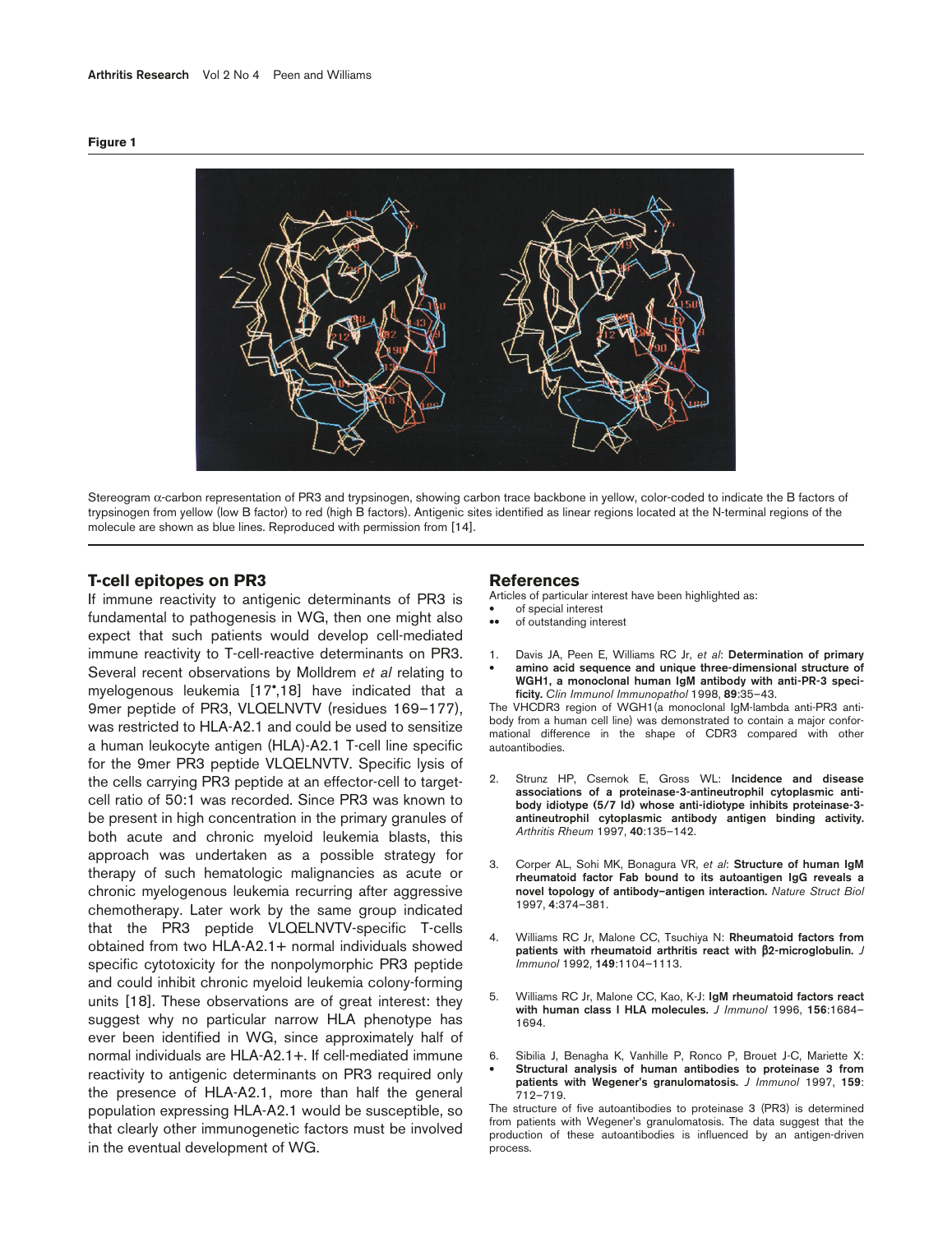**Figure 1**

Stereogram α-carbon representation of PR3 and trypsinogen, showing carbon trace backbone in yellow, color-coded to indicate the B factors of trypsinogen from yellow (low B factor) to red (high B factors). Antigenic sites identified as linear regions located at the N-terminal regions of the molecule are shown as blue lines. Reproduced with permission from [14].

## T-cell epitopes on PR3

If immune reactivity to antigenic determinants of PR3 is fundamental to pathogenesis in WG, then one might also expect that such patients would develop cell-mediated immune reactivity to T-cell-reactive determinants on PR3. Several recent observations by Molldrem *et al* relating to myelogenous leukemia [17•,18] have indicated that a 9mer peptide of PR3, VLQELNVTV (residues 169–177), was restricted to HLA-A2.1 and could be used to sensitize a human leukocyte antigen (HLA)-A2.1 T-cell line specific for the 9mer PR3 peptide VLQELNVTV. Specific lysis of the cells carrying PR3 peptide at an effector-cell to target-cell ratio of 50:1 was recorded. Since PR3 was known to be present in high concentration in the primary granules of both acute and chronic myeloid leukemia blasts, this approach was undertaken as a possible strategy for therapy of such hematologic malignancies as acute or chronic myelogenous leukemia recurring after aggressive chemotherapy. Later work by the same group indicated that the PR3 peptide VLQELNVTV-specific T-cells obtained from two HLA-A2.1+ normal individuals showed specific cytotoxicity for the nonpolymorphic PR3 peptide and could inhibit chronic myeloid leukemia colony-forming units [18]. These observations are of great interest: they suggest why no particular narrow HLA phenotype has ever been identified in WG, since approximately half of normal individuals are HLA-A2.1+. If cell-mediated immune reactivity to antigenic determinants on PR3 required only the presence of HLA-A2.1, more than half the general population expressing HLA-A2.1 would be susceptible, so that clearly other immunogenetic factors must be involved in the eventual development of WG.

## References

Articles of particular interest have been highlighted as:
- • of special interest
- •• of outstanding interest

1. • Davis JA, Peen E, Williams RC Jr, *et al*: **Determination of primary amino acid sequence and unique three-dimensional structure of WGH1, a monoclonal human IgM antibody with anti-PR-3 specificity.** *Clin Immunol Immunopathol* 1998, **89**:35–43.
   The VHCDR3 region of WGH1(a monoclonal IgM-lambda anti-PR3 antibody from a human cell line) was demonstrated to contain a major conformational difference in the shape of CDR3 compared with other autoantibodies.
2. Strunz HP, Csernok E, Gross WL: **Incidence and disease associations of a proteinase-3-antineutrophil cytoplasmic antibody idiotype (5/7 Id) whose anti-idiotype inhibits proteinase-3-antineutrophil cytoplasmic antibody antigen binding activity.** *Arthritis Rheum* 1997, **40**:135–142.
3. Corper AL, Sohi MK, Bonagura VR, *et al*: **Structure of human IgM rheumatoid factor Fab bound to its autoantigen IgG reveals a novel topology of antibody–antigen interaction.** *Nature Struct Biol* 1997, **4**:374–381.
4. Williams RC Jr, Malone CC, Tsuchiya N: **Rheumatoid factors from patients with rheumatoid arthritis react with β2-microglobulin.** *J Immunol* 1992, **149**:1104–1113.
5. Williams RC Jr, Malone CC, Kao, K-J: **IgM rheumatoid factors react with human class I HLA molecules.** *J Immunol* 1996, **156**:1684–1694.
6. • Sibilia J, Benagha K, Vanhille P, Ronco P, Brouet J-C, Mariette X: **Structural analysis of human antibodies to proteinase 3 from patients with Wegener's granulomatosis.** *J Immunol* 1997, **159**: 712–719.
   The structure of five autoantibodies to proteinase 3 (PR3) is determined from patients with Wegener's granulomatosis. The data suggest that the production of these autoantibodies is influenced by an antigen-driven process.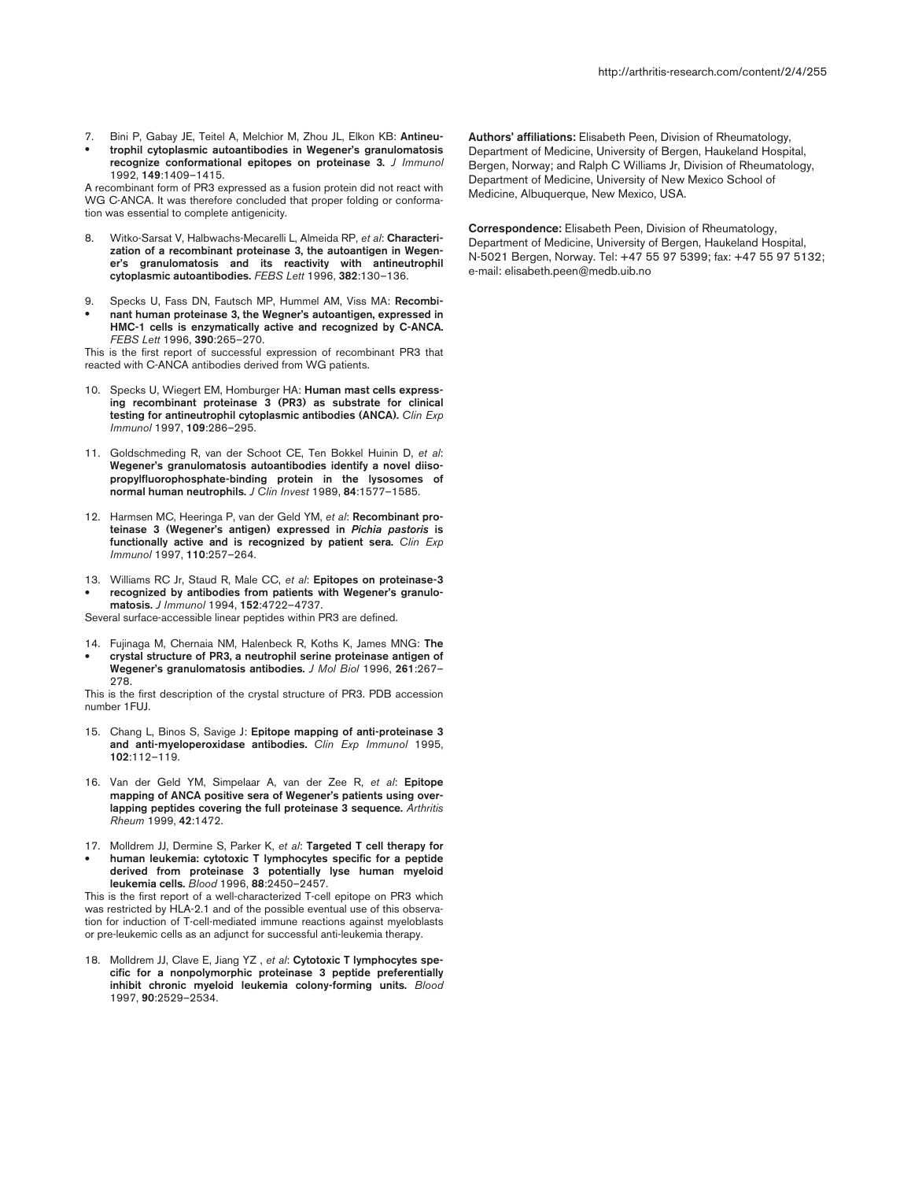7. Bini P, Gabay JE, Teitel A, Melchior M, Zhou JL, Elkon KB: **Antineutrophil cytoplasmic autoantibodies in Wegener's granulomatosis recognize conformational epitopes on proteinase 3.** *J Immunol* 1992, **149**:1409–1415.
• A recombinant form of PR3 expressed as a fusion protein did not react with WG C-ANCA. It was therefore concluded that proper folding or conformation was essential to complete antigenicity.

8. Witko-Sarsat V, Halbwachs-Mecarelli L, Almeida RP, *et al*: **Characterization of a recombinant proteinase 3, the autoantigen in Wegener's granulomatosis and its reactivity with antineutrophil cytoplasmic autoantibodies.** *FEBS Lett* 1996, **382**:130–136.

9. Specks U, Fass DN, Fautsch MP, Hummel AM, Viss MA: **Recombinant human proteinase 3, the Wegner's autoantigen, expressed in HMC-1 cells is enzymatically active and recognized by C-ANCA.** *FEBS Lett* 1996, **390**:265–270.
• This is the first report of successful expression of recombinant PR3 that reacted with C-ANCA antibodies derived from WG patients.

10. Specks U, Wiegert EM, Homburger HA: **Human mast cells expressing recombinant proteinase 3 (PR3) as substrate for clinical testing for antineutrophil cytoplasmic antibodies (ANCA).** *Clin Exp Immunol* 1997, **109**:286–295.

11. Goldschmeding R, van der Schoot CE, Ten Bokkel Huinin D, *et al*: **Wegener's granulomatosis autoantibodies identify a novel diisopropylfluorophosphate-binding protein in the lysosomes of normal human neutrophils.** *J Clin Invest* 1989, **84**:1577–1585.

12. Harmsen MC, Heeringa P, van der Geld YM, *et al*: **Recombinant proteinase 3 (Wegener's antigen) expressed in *Pichia pastoris* is functionally active and is recognized by patient sera.** *Clin Exp Immunol* 1997, **110**:257–264.

13. Williams RC Jr, Staud R, Male CC, *et al*: **Epitopes on proteinase-3 recognized by antibodies from patients with Wegener's granulomatosis.** *J Immunol* 1994, **152**:4722–4737.
• Several surface-accessible linear peptides within PR3 are defined.

14. Fujinaga M, Chernaia NM, Halenbeck R, Koths K, James MNG: **The crystal structure of PR3, a neutrophil serine proteinase antigen of Wegener's granulomatosis antibodies.** *J Mol Biol* 1996, **261**:267–278.
• This is the first description of the crystal structure of PR3. PDB accession number 1FUJ.

15. Chang L, Binos S, Savige J: **Epitope mapping of anti-proteinase 3 and anti-myeloperoxidase antibodies.** *Clin Exp Immunol* 1995, **102**:112–119.

16. Van der Geld YM, Simpelaar A, van der Zee R, *et al*: **Epitope mapping of ANCA positive sera of Wegener's patients using overlapping peptides covering the full proteinase 3 sequence.** *Arthritis Rheum* 1999, **42**:1472.

17. Molldrem JJ, Dermine S, Parker K, *et al*: **Targeted T cell therapy for human leukemia: cytotoxic T lymphocytes specific for a peptide derived from proteinase 3 potentially lyse human myeloid leukemia cells.** *Blood* 1996, **88**:2450–2457.
• This is the first report of a well-characterized T-cell epitope on PR3 which was restricted by HLA-2.1 and of the possible eventual use of this observation for induction of T-cell-mediated immune reactions against myeloblasts or pre-leukemic cells as an adjunct for successful anti-leukemia therapy.

18. Molldrem JJ, Clave E, Jiang YZ , *et al*: **Cytotoxic T lymphocytes specific for a nonpolymorphic proteinase 3 peptide preferentially inhibit chronic myeloid leukemia colony-forming units.** *Blood* 1997, **90**:2529–2534.

**Authors' affiliations:** Elisabeth Peen, Division of Rheumatology, Department of Medicine, University of Bergen, Haukeland Hospital, Bergen, Norway; and Ralph C Williams Jr, Division of Rheumatology, Department of Medicine, University of New Mexico School of Medicine, Albuquerque, New Mexico, USA.

**Correspondence:** Elisabeth Peen, Division of Rheumatology, Department of Medicine, University of Bergen, Haukeland Hospital, N-5021 Bergen, Norway. Tel: +47 55 97 5399; fax: +47 55 97 5132; e-mail: elisabeth.peen@medb.uib.no